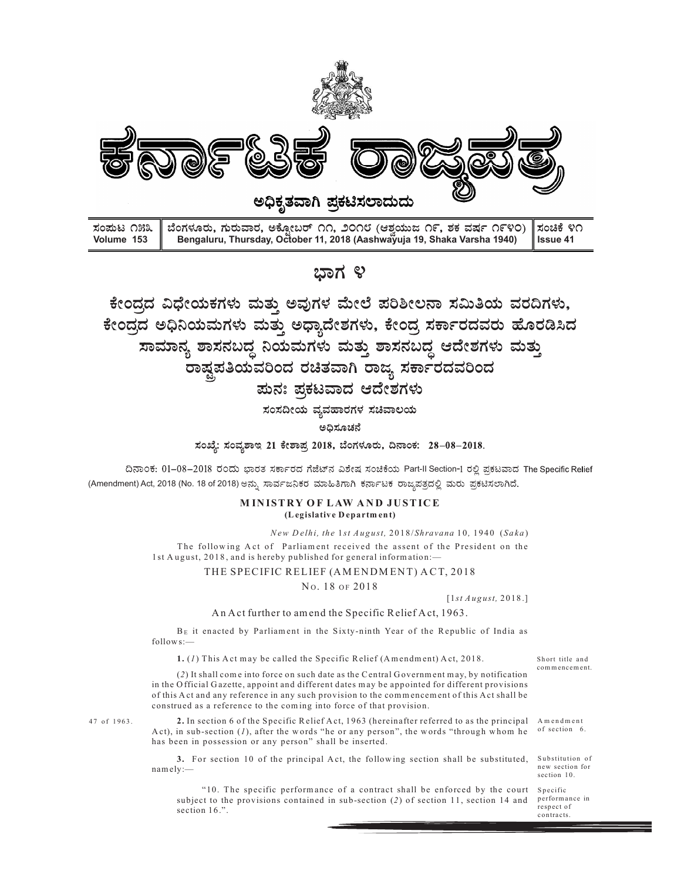# ಕರ್ನಾಟಕ ರಾಜ್ಯಪತ್ರ

**ಅಧಿಕೃತವಾಗಿ ಪ್ರಕಟಿಸಲಾದುದು**

| ಸಂಪುಟ ೧೫೩ Volume 153 | ಬೆಂಗಳೂರು, ಗುರುವಾರ, ಅಕ್ಟೋಬರ್ ೧೧, ೨೦೧೮ (ಆಶ್ವಯುಜ ೧೯, ಶಕ ವರ್ಷ ೧೯೪೦) Bengaluru, Thursday, October 11, 2018 (Aashwayuja 19, Shaka Varsha 1940) | ಸಂಚಿಕೆ ೪೧ Issue 41 |
|---|---|---|

## ಭಾಗ ೪

## ಕೇಂದ್ರದ ವಿಧೇಯಕಗಳು ಮತ್ತು ಅವುಗಳ ಮೇಲೆ ಪರಿಶೀಲನಾ ಸಮಿತಿಯ ವರದಿಗಳು, ಕೇಂದ್ರದ ಅಧಿನಿಯಮಗಳು ಮತ್ತು ಅಧ್ಯಾದೇಶಗಳು, ಕೇಂದ್ರ ಸರ್ಕಾರದವರು ಹೊರಡಿಸಿದ ಸಾಮಾನ್ಯ ಶಾಸನಬದ್ಧ ನಿಯಮಗಳು ಮತ್ತು ಶಾಸನಬದ್ಧ ಆದೇಶಗಳು ಮತ್ತು ರಾಷ್ಟ್ರಪತಿಯವರಿಂದ ರಚಿತವಾಗಿ ರಾಜ್ಯ ಸರ್ಕಾರದವರಿಂದ ಪುನಃ ಪ್ರಕಟವಾದ ಆದೇಶಗಳು

**ಸಂಸದೀಯ ವ್ಯವಹಾರಗಳ ಸಚಿವಾಲಯ**

**ಅಧಿಸೂಚನೆ**

**ಸಂಖ್ಯೆ: ಸಂವ್ಯಶಾಇ 21 ಕೇಶಾಪ್ರ 2018, ಬೆಂಗಳೂರು, ದಿನಾಂಕ: 28–08–2018.**

ದಿನಾಂಕ: 01–08–2018 ರಂದು ಭಾರತ ಸರ್ಕಾರದ ಗೆಜೆಟ್‌ನ ವಿಶೇಷ ಸಂಚಿಕೆಯ Part-II Section-1 ರಲ್ಲಿ ಪ್ರಕಟವಾದ The Specific Relief (Amendment) Act, 2018 (No. 18 of 2018) ಅನ್ನು ಸಾರ್ವಜನಿಕರ ಮಾಹಿತಿಗಾಗಿ ಕರ್ನಾಟಕ ರಾಜ್ಯಪತ್ರದಲ್ಲಿ ಮರು ಪ್ರಕಟಿಸಲಾಗಿದೆ.

**MINISTRY OF LAW AND JUSTICE**
**(Legislative Department)**

*New Delhi, the 1st August,* 2018/*Shravana* 10, 1940 (*Saka*)

The following Act of Parliament received the assent of the President on the 1st August, 2018, and is hereby published for general information:—

THE SPECIFIC RELIEF (AMENDMENT) ACT, 2018

No. 18 of 2018

[1*st August,* 2018.]

An Act further to amend the Specific Relief Act, 1963.

Be it enacted by Parliament in the Sixty-ninth Year of the Republic of India as follows:—

*Short title and commencement.*

**1.** (*1*) This Act may be called the Specific Relief (Amendment) Act, 2018.

(*2*) It shall come into force on such date as the Central Government may, by notification in the Official Gazette, appoint and different dates may be appointed for different provisions of this Act and any reference in any such provision to the commencement of this Act shall be construed as a reference to the coming into force of that provision.

*47 of 1963.* *Amendment of section 6.*

**2.** In section 6 of the Specific Relief Act, 1963 (hereinafter referred to as the principal Act), in sub-section (*1*), after the words "he or any person", the words "through whom he has been in possession or any person" shall be inserted.

*Substitution of new section for section 10.*

**3.** For section 10 of the principal Act, the following section shall be substituted, namely:—

*Specific performance in respect of contracts.*

"10. The specific performance of a contract shall be enforced by the court subject to the provisions contained in sub-section (*2*) of section 11, section 14 and section 16.".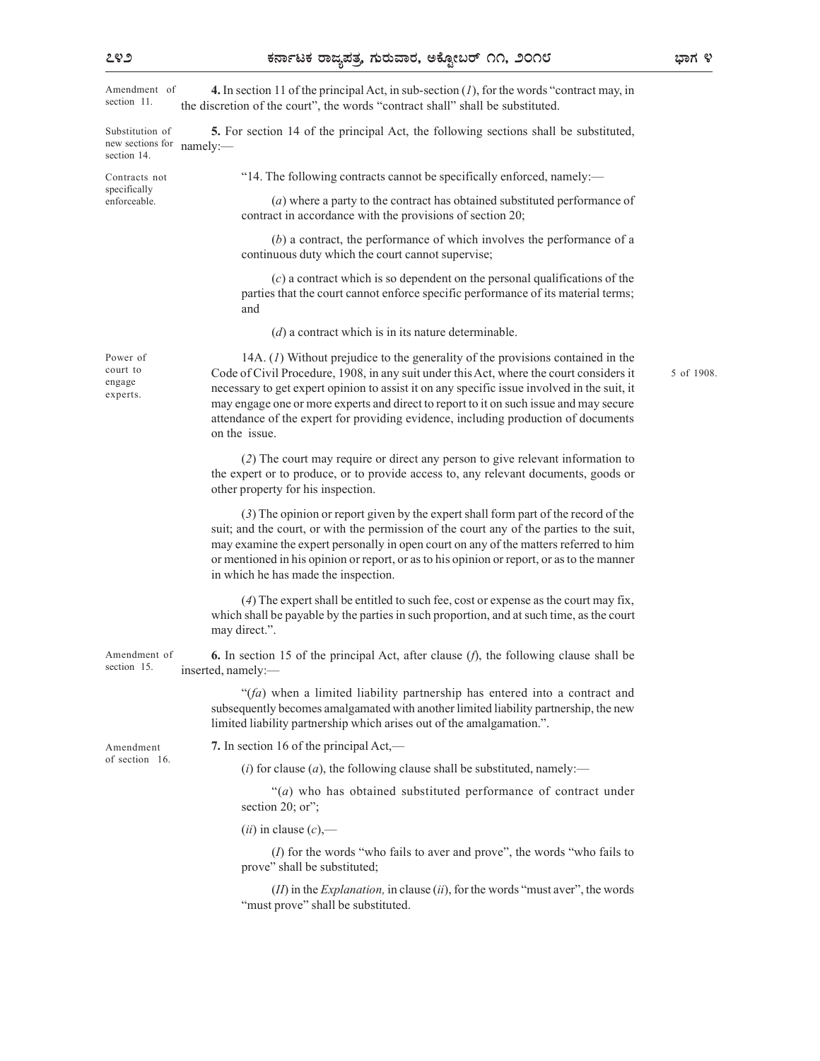Amendment of section 11.

**4.** In section 11 of the principal Act, in sub-section (*1*), for the words "contract may, in the discretion of the court", the words "contract shall" shall be substituted.

Substitution of new sections for section 14.

**5.** For section 14 of the principal Act, the following sections shall be substituted, namely:—

Contracts not specifically enforceable.

"14. The following contracts cannot be specifically enforced, namely:—

(*a*) where a party to the contract has obtained substituted performance of contract in accordance with the provisions of section 20;

(*b*) a contract, the performance of which involves the performance of a continuous duty which the court cannot supervise;

(*c*) a contract which is so dependent on the personal qualifications of the parties that the court cannot enforce specific performance of its material terms; and

(*d*) a contract which is in its nature determinable.

Power of court to engage experts.

14A. (*1*) Without prejudice to the generality of the provisions contained in the Code of Civil Procedure, 1908, in any suit under this Act, where the court considers it necessary to get expert opinion to assist it on any specific issue involved in the suit, it may engage one or more experts and direct to report to it on such issue and may secure attendance of the expert for providing evidence, including production of documents on the issue.

5 of 1908.

(*2*) The court may require or direct any person to give relevant information to the expert or to produce, or to provide access to, any relevant documents, goods or other property for his inspection.

(*3*) The opinion or report given by the expert shall form part of the record of the suit; and the court, or with the permission of the court any of the parties to the suit, may examine the expert personally in open court on any of the matters referred to him or mentioned in his opinion or report, or as to his opinion or report, or as to the manner in which he has made the inspection.

(*4*) The expert shall be entitled to such fee, cost or expense as the court may fix, which shall be payable by the parties in such proportion, and at such time, as the court may direct.".

Amendment of section 15.

**6.** In section 15 of the principal Act, after clause (*f*), the following clause shall be inserted, namely:—

"(*fa*) when a limited liability partnership has entered into a contract and subsequently becomes amalgamated with another limited liability partnership, the new limited liability partnership which arises out of the amalgamation.".

Amendment of section 16.

**7.** In section 16 of the principal Act,—

(*i*) for clause (*a*), the following clause shall be substituted, namely:—

"(*a*) who has obtained substituted performance of contract under section 20; or";

(*ii*) in clause (*c*),—

(*I*) for the words "who fails to aver and prove", the words "who fails to prove" shall be substituted;

(*II*) in the *Explanation,* in clause (*ii*), for the words "must aver", the words "must prove" shall be substituted.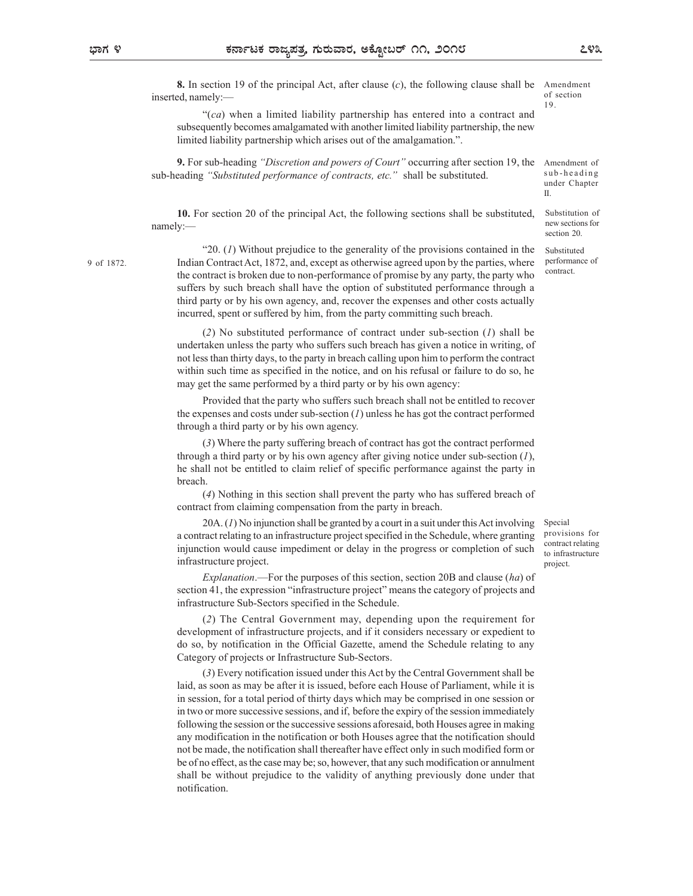**8.** In section 19 of the principal Act, after clause (*c*), the following clause shall be inserted, namely:—

Amendment of section 19.

"(*ca*) when a limited liability partnership has entered into a contract and subsequently becomes amalgamated with another limited liability partnership, the new limited liability partnership which arises out of the amalgamation.".

**9.** For sub-heading *"Discretion and powers of Court"* occurring after section 19, the sub-heading *"Substituted performance of contracts, etc."* shall be substituted.

Amendment of sub-heading under Chapter II.

**10.** For section 20 of the principal Act, the following sections shall be substituted, namely:—

Substitution of new sections for section 20.

Substituted performance of contract.

"20. (*1*) Without prejudice to the generality of the provisions contained in the Indian Contract Act, 1872, and, except as otherwise agreed upon by the parties, where the contract is broken due to non-performance of promise by any party, the party who suffers by such breach shall have the option of substituted performance through a third party or by his own agency, and, recover the expenses and other costs actually incurred, spent or suffered by him, from the party committing such breach.

9 of 1872.

(*2*) No substituted performance of contract under sub-section (*1*) shall be undertaken unless the party who suffers such breach has given a notice in writing, of not less than thirty days, to the party in breach calling upon him to perform the contract within such time as specified in the notice, and on his refusal or failure to do so, he may get the same performed by a third party or by his own agency:

Provided that the party who suffers such breach shall not be entitled to recover the expenses and costs under sub-section (*1*) unless he has got the contract performed through a third party or by his own agency.

(*3*) Where the party suffering breach of contract has got the contract performed through a third party or by his own agency after giving notice under sub-section (*1*), he shall not be entitled to claim relief of specific performance against the party in breach.

(*4*) Nothing in this section shall prevent the party who has suffered breach of contract from claiming compensation from the party in breach.

Special provisions for contract relating to infrastructure project.

20A. (*1*) No injunction shall be granted by a court in a suit under this Act involving a contract relating to an infrastructure project specified in the Schedule, where granting injunction would cause impediment or delay in the progress or completion of such infrastructure project.

*Explanation*.—For the purposes of this section, section 20B and clause (*ha*) of section 41, the expression "infrastructure project" means the category of projects and infrastructure Sub-Sectors specified in the Schedule.

(*2*) The Central Government may, depending upon the requirement for development of infrastructure projects, and if it considers necessary or expedient to do so, by notification in the Official Gazette, amend the Schedule relating to any Category of projects or Infrastructure Sub-Sectors.

(*3*) Every notification issued under this Act by the Central Government shall be laid, as soon as may be after it is issued, before each House of Parliament, while it is in session, for a total period of thirty days which may be comprised in one session or in two or more successive sessions, and if, before the expiry of the session immediately following the session or the successive sessions aforesaid, both Houses agree in making any modification in the notification or both Houses agree that the notification should not be made, the notification shall thereafter have effect only in such modified form or be of no effect, as the case may be; so, however, that any such modification or annulment shall be without prejudice to the validity of anything previously done under that notification.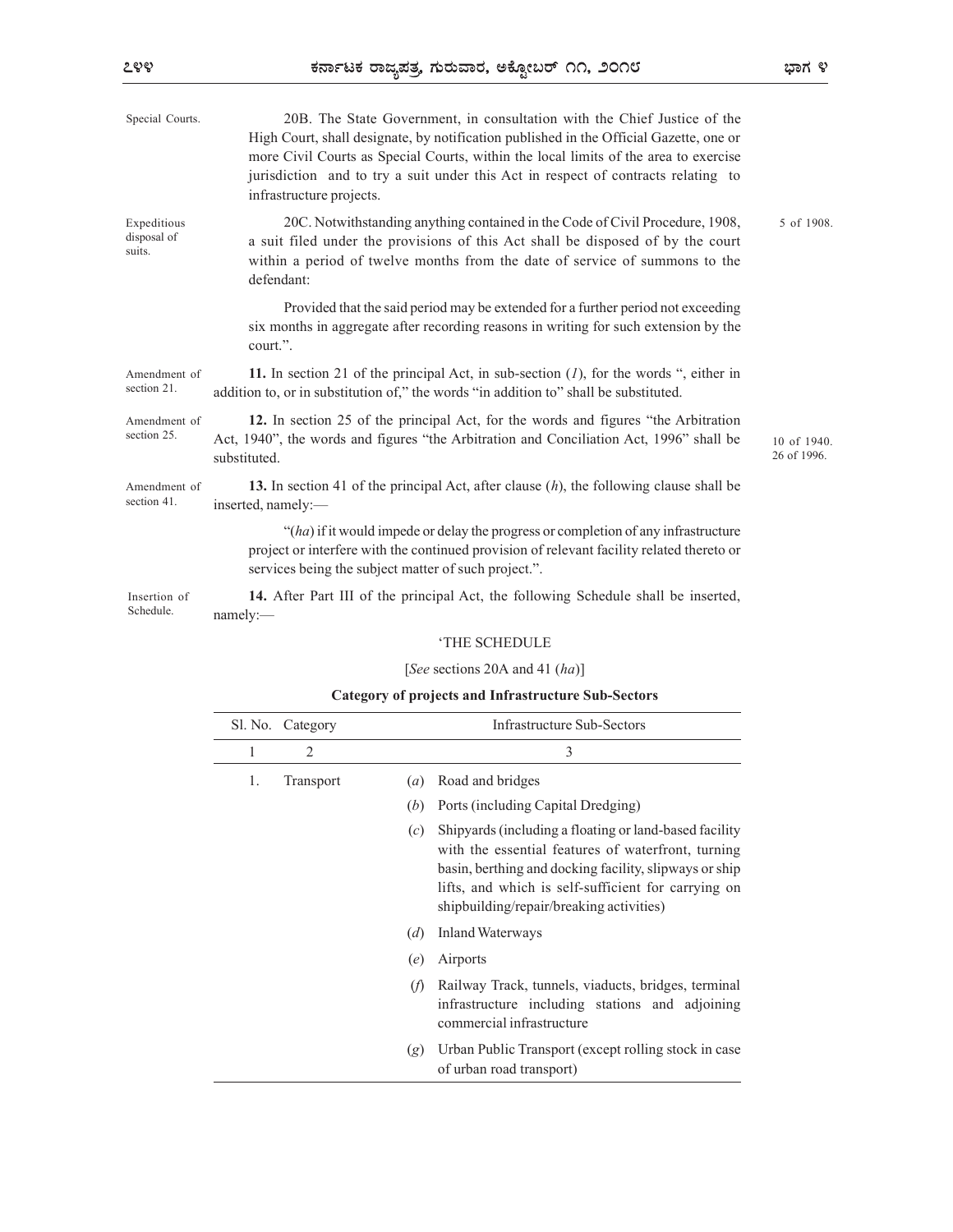Special Courts.

20B. The State Government, in consultation with the Chief Justice of the High Court, shall designate, by notification published in the Official Gazette, one or more Civil Courts as Special Courts, within the local limits of the area to exercise jurisdiction and to try a suit under this Act in respect of contracts relating to infrastructure projects.

Expeditious disposal of suits.

20C. Notwithstanding anything contained in the Code of Civil Procedure, 1908, a suit filed under the provisions of this Act shall be disposed of by the court within a period of twelve months from the date of service of summons to the defendant:

5 of 1908.

Provided that the said period may be extended for a further period not exceeding six months in aggregate after recording reasons in writing for such extension by the court.".

Amendment of section 21.

**11.** In section 21 of the principal Act, in sub-section (*1*), for the words ", either in addition to, or in substitution of," the words "in addition to" shall be substituted.

Amendment of section 25.

**12.** In section 25 of the principal Act, for the words and figures "the Arbitration Act, 1940", the words and figures "the Arbitration and Conciliation Act, 1996" shall be substituted.

10 of 1940.
26 of 1996.

Amendment of section 41.

**13.** In section 41 of the principal Act, after clause (*h*), the following clause shall be inserted, namely:—

"(*ha*) if it would impede or delay the progress or completion of any infrastructure project or interfere with the continued provision of relevant facility related thereto or services being the subject matter of such project.".

Insertion of Schedule.

**14.** After Part III of the principal Act, the following Schedule shall be inserted, namely:—

'THE SCHEDULE

[*See* sections 20A and 41 (*ha*)]

**Category of projects and Infrastructure Sub-Sectors**

| Sl. No. | Category | | Infrastructure Sub-Sectors |
|---|---|---|---|
| 1 | 2 | | 3 |
| 1. | Transport | (*a*) | Road and bridges |
| | | (*b*) | Ports (including Capital Dredging) |
| | | (*c*) | Shipyards (including a floating or land-based facility with the essential features of waterfront, turning basin, berthing and docking facility, slipways or ship lifts, and which is self-sufficient for carrying on shipbuilding/repair/breaking activities) |
| | | (*d*) | Inland Waterways |
| | | (*e*) | Airports |
| | | (*f*) | Railway Track, tunnels, viaducts, bridges, terminal infrastructure including stations and adjoining commercial infrastructure |
| | | (*g*) | Urban Public Transport (except rolling stock in case of urban road transport) |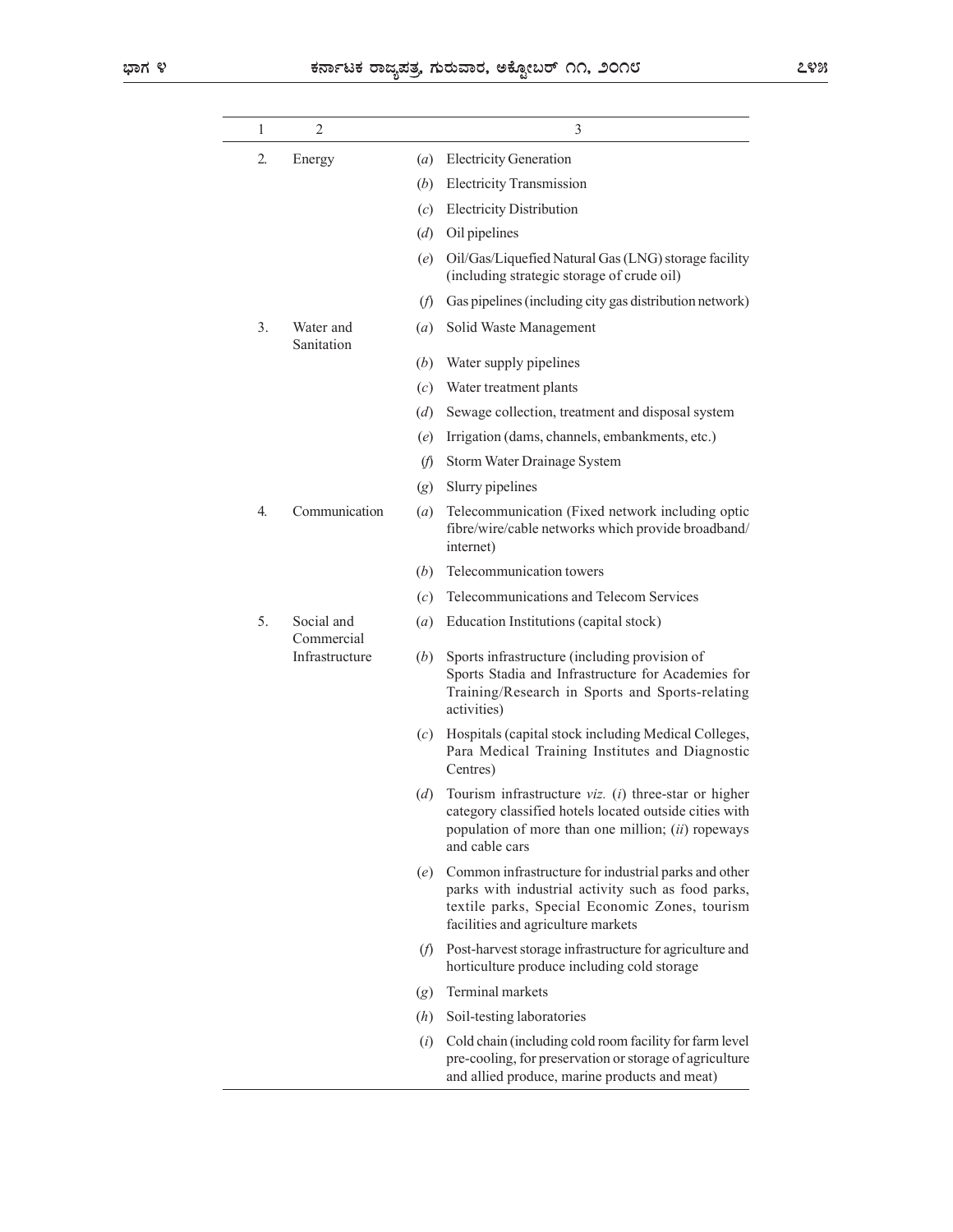| 1 | 2 | 3 |
|---|---|---|
| 2. | Energy | (*a*) Electricity Generation |
| | | (*b*) Electricity Transmission |
| | | (*c*) Electricity Distribution |
| | | (*d*) Oil pipelines |
| | | (*e*) Oil/Gas/Liquefied Natural Gas (LNG) storage facility (including strategic storage of crude oil) |
| | | (*f*) Gas pipelines (including city gas distribution network) |
| 3. | Water and Sanitation | (*a*) Solid Waste Management |
| | | (*b*) Water supply pipelines |
| | | (*c*) Water treatment plants |
| | | (*d*) Sewage collection, treatment and disposal system |
| | | (*e*) Irrigation (dams, channels, embankments, etc.) |
| | | (*f*) Storm Water Drainage System |
| | | (*g*) Slurry pipelines |
| 4. | Communication | (*a*) Telecommunication (Fixed network including optic fibre/wire/cable networks which provide broadband/ internet) |
| | | (*b*) Telecommunication towers |
| | | (*c*) Telecommunications and Telecom Services |
| 5. | Social and Commercial Infrastructure | (*a*) Education Institutions (capital stock) |
| | | (*b*) Sports infrastructure (including provision of Sports Stadia and Infrastructure for Academies for Training/Research in Sports and Sports-relating activities) |
| | | (*c*) Hospitals (capital stock including Medical Colleges, Para Medical Training Institutes and Diagnostic Centres) |
| | | (*d*) Tourism infrastructure *viz.* (*i*) three-star or higher category classified hotels located outside cities with population of more than one million; (*ii*) ropeways and cable cars |
| | | (*e*) Common infrastructure for industrial parks and other parks with industrial activity such as food parks, textile parks, Special Economic Zones, tourism facilities and agriculture markets |
| | | (*f*) Post-harvest storage infrastructure for agriculture and horticulture produce including cold storage |
| | | (*g*) Terminal markets |
| | | (*h*) Soil-testing laboratories |
| | | (*i*) Cold chain (including cold room facility for farm level pre-cooling, for preservation or storage of agriculture and allied produce, marine products and meat) |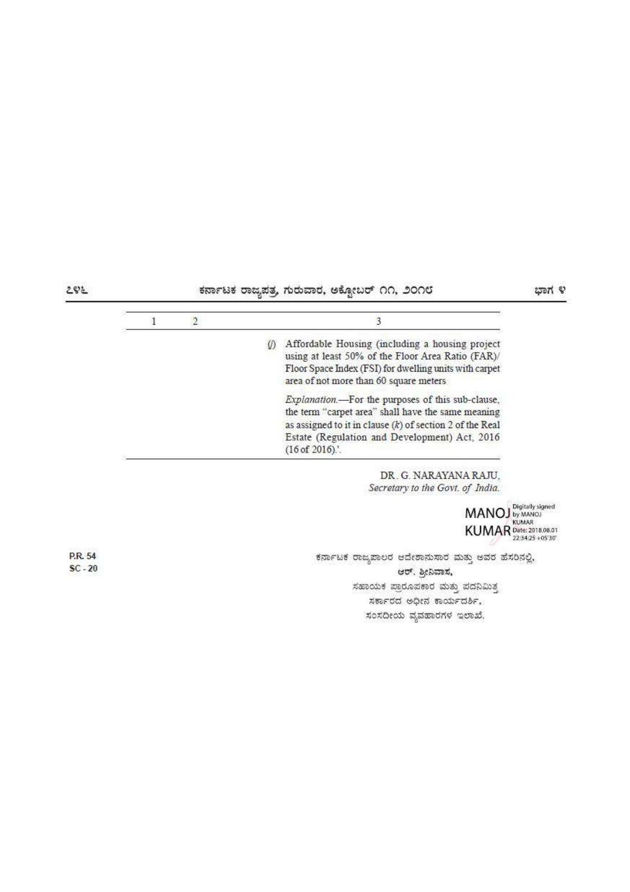| 1 | 2 | 3 |
|---|---|---|
| | | (j) Affordable Housing (including a housing project using at least 50% of the Floor Area Ratio (FAR)/ Floor Space Index (FSI) for dwelling units with carpet area of not more than 60 square meters<br><br>*Explanation.*—For the purposes of this sub-clause, the term "carpet area" shall have the same meaning as assigned to it in clause (*k*) of section 2 of the Real Estate (Regulation and Development) Act, 2016 (16 of 2016).'. |

DR. G. NARAYANA RAJU,
*Secretary to the Govt. of India.*

MANOJ KUMAR Digitally signed by MANOJ KUMAR Date: 2018.08.01 22:34:25 +05'30'

P.R. 54
SC - 20

ಕರ್ನಾಟಕ ರಾಜ್ಯಪಾಲರ ಆದೇಶಾನುಸಾರ ಮತ್ತು ಅವರ ಹೆಸರಿನಲ್ಲಿ,
**ಆರ್. ಶ್ರೀನಿವಾಸ,**
ಸಹಾಯಕ ಪ್ರಾರೂಪಕಾರ ಮತ್ತು ಪದನಿಮಿತ್ತ
ಸರ್ಕಾರದ ಅಧೀನ ಕಾರ್ಯದರ್ಶಿ,
ಸಂಸದೀಯ ವ್ಯವಹಾರಗಳ ಇಲಾಖೆ.